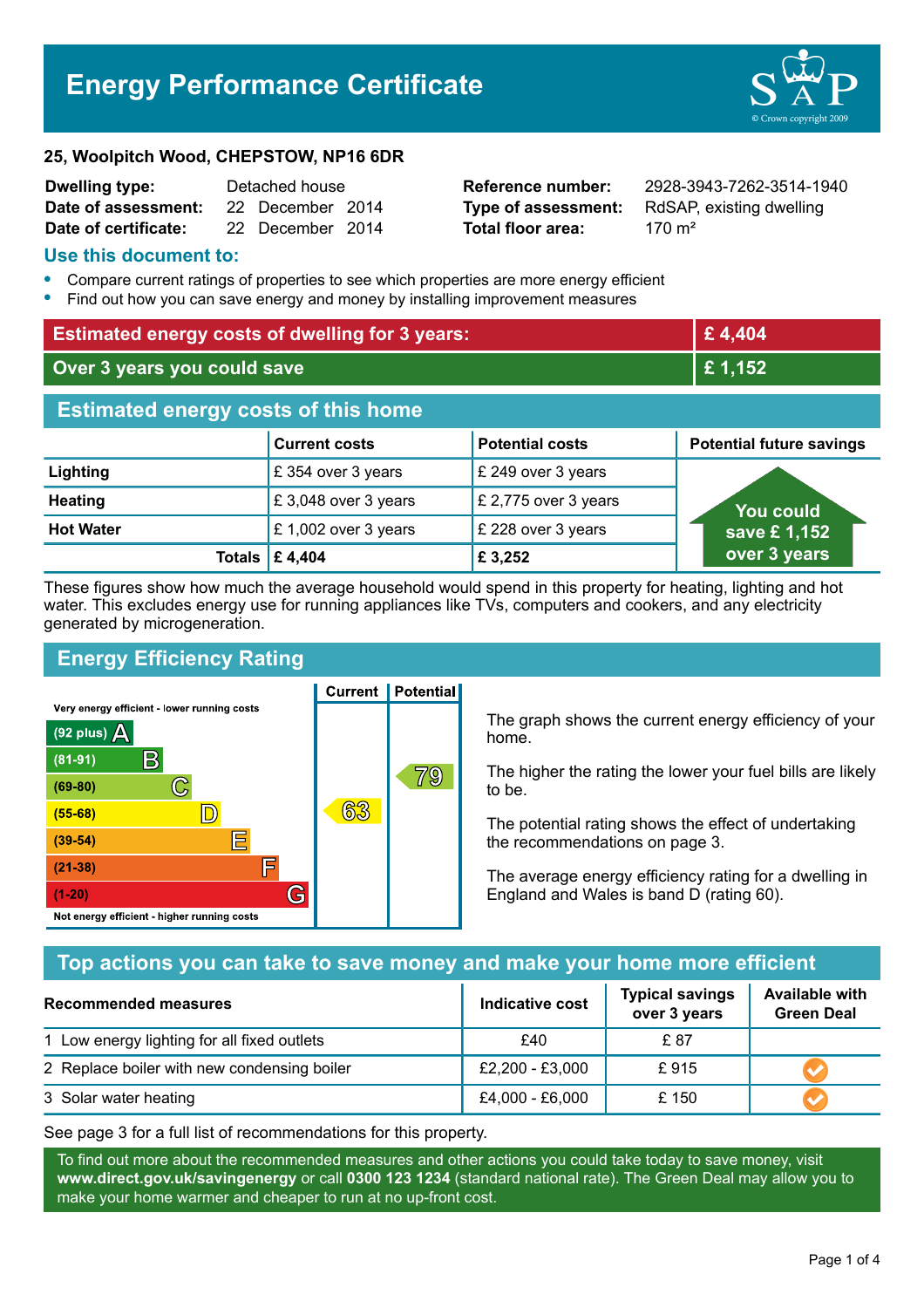# Energy Performance Certificate

**25, Woolpitch Wood, CHEPSTOW, NP16 6DR**

| | | | |
|---|---|---|---|
| **Dwelling type:** | Detached house | **Reference number:** | 2928-3943-7262-3514-1940 |
| **Date of assessment:** | 22 December 2014 | **Type of assessment:** | RdSAP, existing dwelling |
| **Date of certificate:** | 22 December 2014 | **Total floor area:** | 170 m² |

## Use this document to:

- Compare current ratings of properties to see which properties are more energy efficient
- Find out how you can save energy and money by installing improvement measures

| | |
|---|---|
| **Estimated energy costs of dwelling for 3 years:** | **£ 4,404** |
| **Over 3 years you could save** | **£ 1,152** |

## Estimated energy costs of this home

| | Current costs | Potential costs | Potential future savings |
|---|---|---|---|
| **Lighting** | £ 354 over 3 years | £ 249 over 3 years | You could save £ 1,152 over 3 years |
| **Heating** | £ 3,048 over 3 years | £ 2,775 over 3 years | |
| **Hot Water** | £ 1,002 over 3 years | £ 228 over 3 years | |
| **Totals** | **£ 4,404** | **£ 3,252** | |

These figures show how much the average household would spend in this property for heating, lighting and hot water. This excludes energy use for running appliances like TVs, computers and cookers, and any electricity generated by microgeneration.

## Energy Efficiency Rating

| Rating band | Current | Potential |
|---|---|---|
| Very energy efficient - lower running costs | | |
| (92 plus) A | | |
| (81-91) B | | |
| (69-80) C | | 79 |
| (55-68) D | 63 | |
| (39-54) E | | |
| (21-38) F | | |
| (1-20) G | | |
| Not energy efficient - higher running costs | | |

The graph shows the current energy efficiency of your home.

The higher the rating the lower your fuel bills are likely to be.

The potential rating shows the effect of undertaking the recommendations on page 3.

The average energy efficiency rating for a dwelling in England and Wales is band D (rating 60).

## Top actions you can take to save money and make your home more efficient

| Recommended measures | Indicative cost | Typical savings over 3 years | Available with Green Deal |
|---|---|---|---|
| 1 Low energy lighting for all fixed outlets | £40 | £ 87 | |
| 2 Replace boiler with new condensing boiler | £2,200 - £3,000 | £ 915 | ✔ |
| 3 Solar water heating | £4,000 - £6,000 | £ 150 | ✔ |

See page 3 for a full list of recommendations for this property.

To find out more about the recommended measures and other actions you could take today to save money, visit **www.direct.gov.uk/savingenergy** or call **0300 123 1234** (standard national rate). The Green Deal may allow you to make your home warmer and cheaper to run at no up-front cost.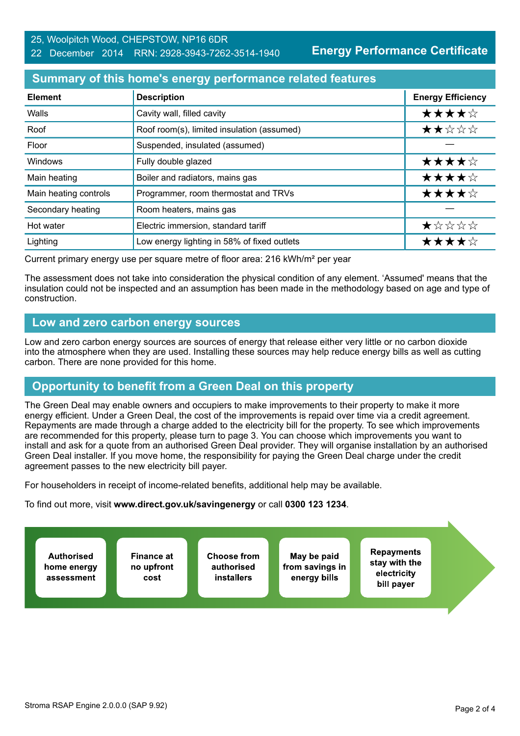25, Woolpitch Wood, CHEPSTOW, NP16 6DR
22 December 2014 RRN: 2928-3943-7262-3514-1940

**Energy Performance Certificate**

## Summary of this home's energy performance related features

| Element | Description | Energy Efficiency |
|---|---|---|
| Walls | Cavity wall, filled cavity | ★★★★☆ |
| Roof | Roof room(s), limited insulation (assumed) | ★★☆☆☆ |
| Floor | Suspended, insulated (assumed) | — |
| Windows | Fully double glazed | ★★★★☆ |
| Main heating | Boiler and radiators, mains gas | ★★★★☆ |
| Main heating controls | Programmer, room thermostat and TRVs | ★★★★☆ |
| Secondary heating | Room heaters, mains gas | — |
| Hot water | Electric immersion, standard tariff | ★☆☆☆☆ |
| Lighting | Low energy lighting in 58% of fixed outlets | ★★★★☆ |

Current primary energy use per square metre of floor area: 216 kWh/m² per year

The assessment does not take into consideration the physical condition of any element. 'Assumed' means that the insulation could not be inspected and an assumption has been made in the methodology based on age and type of construction.

## Low and zero carbon energy sources

Low and zero carbon energy sources are sources of energy that release either very little or no carbon dioxide into the atmosphere when they are used. Installing these sources may help reduce energy bills as well as cutting carbon. There are none provided for this home.

## Opportunity to benefit from a Green Deal on this property

The Green Deal may enable owners and occupiers to make improvements to their property to make it more energy efficient. Under a Green Deal, the cost of the improvements is repaid over time via a credit agreement. Repayments are made through a charge added to the electricity bill for the property. To see which improvements are recommended for this property, please turn to page 3. You can choose which improvements you want to install and ask for a quote from an authorised Green Deal provider. They will organise installation by an authorised Green Deal installer. If you move home, the responsibility for paying the Green Deal charge under the credit agreement passes to the new electricity bill payer.

For householders in receipt of income-related benefits, additional help may be available.

To find out more, visit **www.direct.gov.uk/savingenergy** or call **0300 123 1234**.

**Authorised home energy assessment** → **Finance at no upfront cost** → **Choose from authorised installers** → **May be paid from savings in energy bills** → **Repayments stay with the electricity bill payer**

Stroma RSAP Engine 2.0.0.0 (SAP 9.92)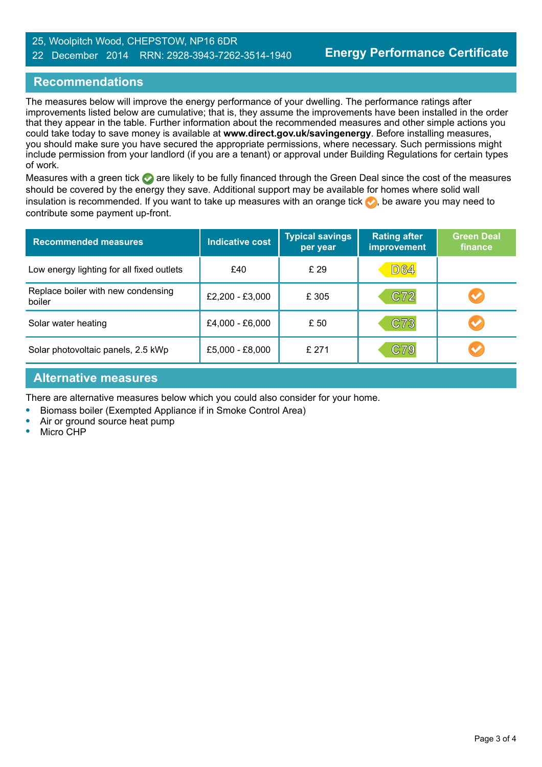25, Woolpitch Wood, CHEPSTOW, NP16 6DR
22 December 2014 RRN: 2928-3943-7262-3514-1940

**Energy Performance Certificate**

## Recommendations

The measures below will improve the energy performance of your dwelling. The performance ratings after improvements listed below are cumulative; that is, they assume the improvements have been installed in the order that they appear in the table. Further information about the recommended measures and other simple actions you could take today to save money is available at **www.direct.gov.uk/savingenergy**. Before installing measures, you should make sure you have secured the appropriate permissions, where necessary. Such permissions might include permission from your landlord (if you are a tenant) or approval under Building Regulations for certain types of work.

Measures with a green tick ✔ are likely to be fully financed through the Green Deal since the cost of the measures should be covered by the energy they save. Additional support may be available for homes where solid wall insulation is recommended. If you want to take up measures with an orange tick ✔, be aware you may need to contribute some payment up-front.

| Recommended measures | Indicative cost | Typical savings per year | Rating after improvement | Green Deal finance |
|---|---|---|---|---|
| Low energy lighting for all fixed outlets | £40 | £ 29 | D64 | |
| Replace boiler with new condensing boiler | £2,200 - £3,000 | £ 305 | C72 | ✔ (orange) |
| Solar water heating | £4,000 - £6,000 | £ 50 | C73 | ✔ (orange) |
| Solar photovoltaic panels, 2.5 kWp | £5,000 - £8,000 | £ 271 | C79 | ✔ (orange) |

## Alternative measures

There are alternative measures below which you could also consider for your home.

- Biomass boiler (Exempted Appliance if in Smoke Control Area)
- Air or ground source heat pump
- Micro CHP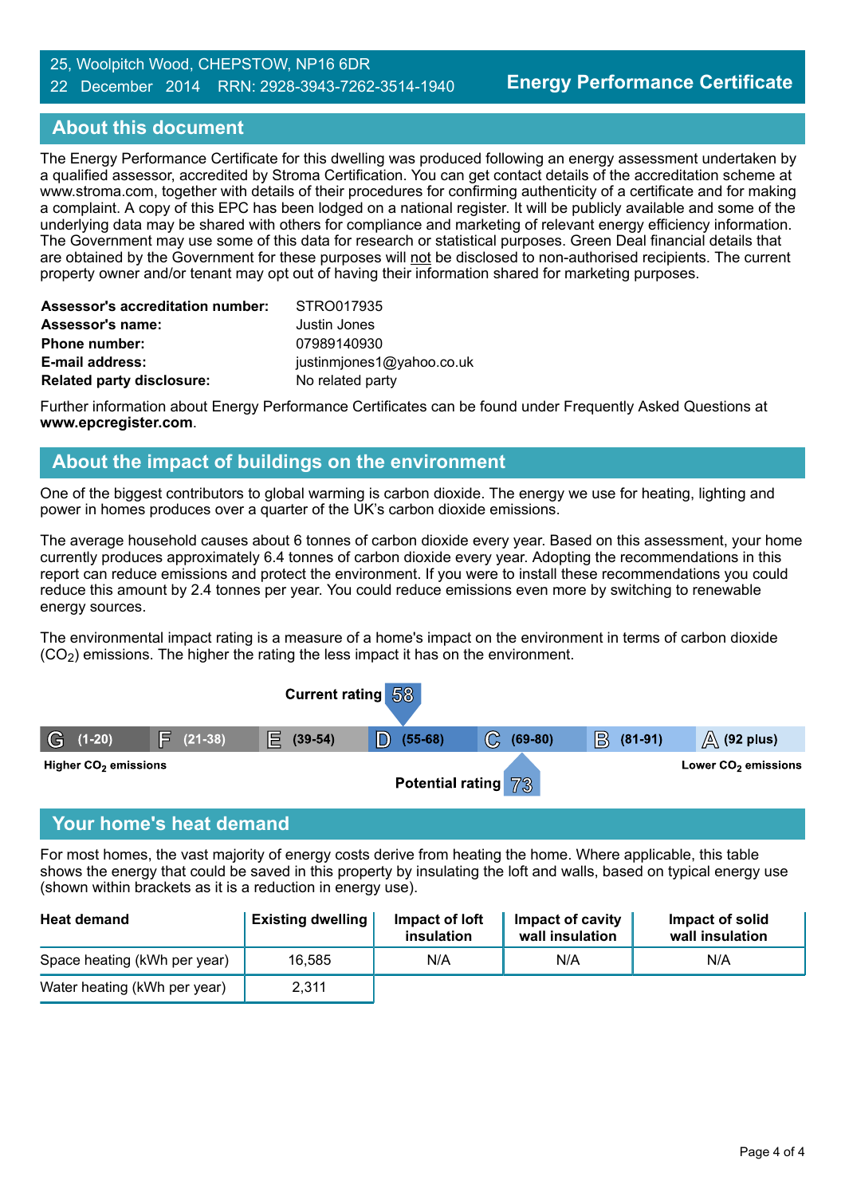25, Woolpitch Wood, CHEPSTOW, NP16 6DR
22 December 2014 RRN: 2928-3943-7262-3514-1940

**Energy Performance Certificate**

## About this document

The Energy Performance Certificate for this dwelling was produced following an energy assessment undertaken by a qualified assessor, accredited by Stroma Certification. You can get contact details of the accreditation scheme at www.stroma.com, together with details of their procedures for confirming authenticity of a certificate and for making a complaint. A copy of this EPC has been lodged on a national register. It will be publicly available and some of the underlying data may be shared with others for compliance and marketing of relevant energy efficiency information. The Government may use some of this data for research or statistical purposes. Green Deal financial details that are obtained by the Government for these purposes will not be disclosed to non-authorised recipients. The current property owner and/or tenant may opt out of having their information shared for marketing purposes.

| | |
|---|---|
| **Assessor's accreditation number:** | STRO017935 |
| **Assessor's name:** | Justin Jones |
| **Phone number:** | 07989140930 |
| **E-mail address:** | justinmjones1@yahoo.co.uk |
| **Related party disclosure:** | No related party |

Further information about Energy Performance Certificates can be found under Frequently Asked Questions at **www.epcregister.com**.

## About the impact of buildings on the environment

One of the biggest contributors to global warming is carbon dioxide. The energy we use for heating, lighting and power in homes produces over a quarter of the UK's carbon dioxide emissions.

The average household causes about 6 tonnes of carbon dioxide every year. Based on this assessment, your home currently produces approximately 6.4 tonnes of carbon dioxide every year. Adopting the recommendations in this report can reduce emissions and protect the environment. If you were to install these recommendations you could reduce this amount by 2.4 tonnes per year. You could reduce emissions even more by switching to renewable energy sources.

The environmental impact rating is a measure of a home's impact on the environment in terms of carbon dioxide ($CO_2$) emissions. The higher the rating the less impact it has on the environment.

Current rating 58

G (1-20) F (21-38) E (39-54) D (55-68) C (69-80) B (81-91) A (92 plus)

Higher $CO_2$ emissions

Lower $CO_2$ emissions

Potential rating 73

## Your home's heat demand

For most homes, the vast majority of energy costs derive from heating the home. Where applicable, this table shows the energy that could be saved in this property by insulating the loft and walls, based on typical energy use (shown within brackets as it is a reduction in energy use).

| Heat demand | Existing dwelling | Impact of loft insulation | Impact of cavity wall insulation | Impact of solid wall insulation |
|---|---|---|---|---|
| Space heating (kWh per year) | 16,585 | N/A | N/A | N/A |
| Water heating (kWh per year) | 2,311 | | | |